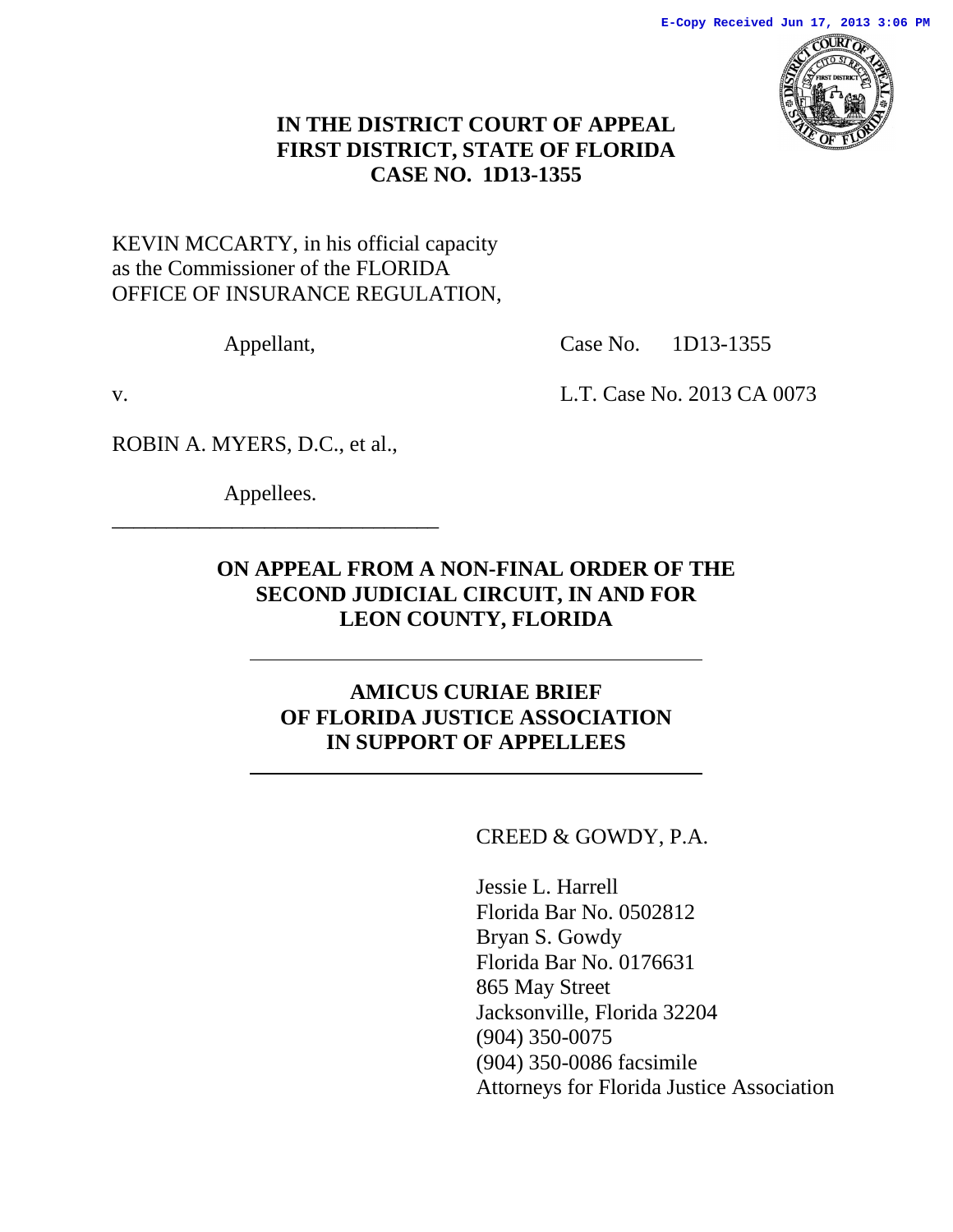E-Copy Received Jun 17, 2013 3:06 PM

**IN THE DISTRICT COURT OF APPEAL**
**FIRST DISTRICT, STATE OF FLORIDA**
**CASE NO. 1D13-1355**

KEVIN MCCARTY, in his official capacity as the Commissioner of the FLORIDA OFFICE OF INSURANCE REGULATION,

Appellant,

Case No. 1D13-1355

v.

L.T. Case No. 2013 CA 0073

ROBIN A. MYERS, D.C., et al.,

Appellees.

---

**ON APPEAL FROM A NON-FINAL ORDER OF THE SECOND JUDICIAL CIRCUIT, IN AND FOR LEON COUNTY, FLORIDA**

---

**AMICUS CURIAE BRIEF OF FLORIDA JUSTICE ASSOCIATION IN SUPPORT OF APPELLEES**

---

CREED & GOWDY, P.A.

Jessie L. Harrell
Florida Bar No. 0502812
Bryan S. Gowdy
Florida Bar No. 0176631
865 May Street
Jacksonville, Florida 32204
(904) 350-0075
(904) 350-0086 facsimile
Attorneys for Florida Justice Association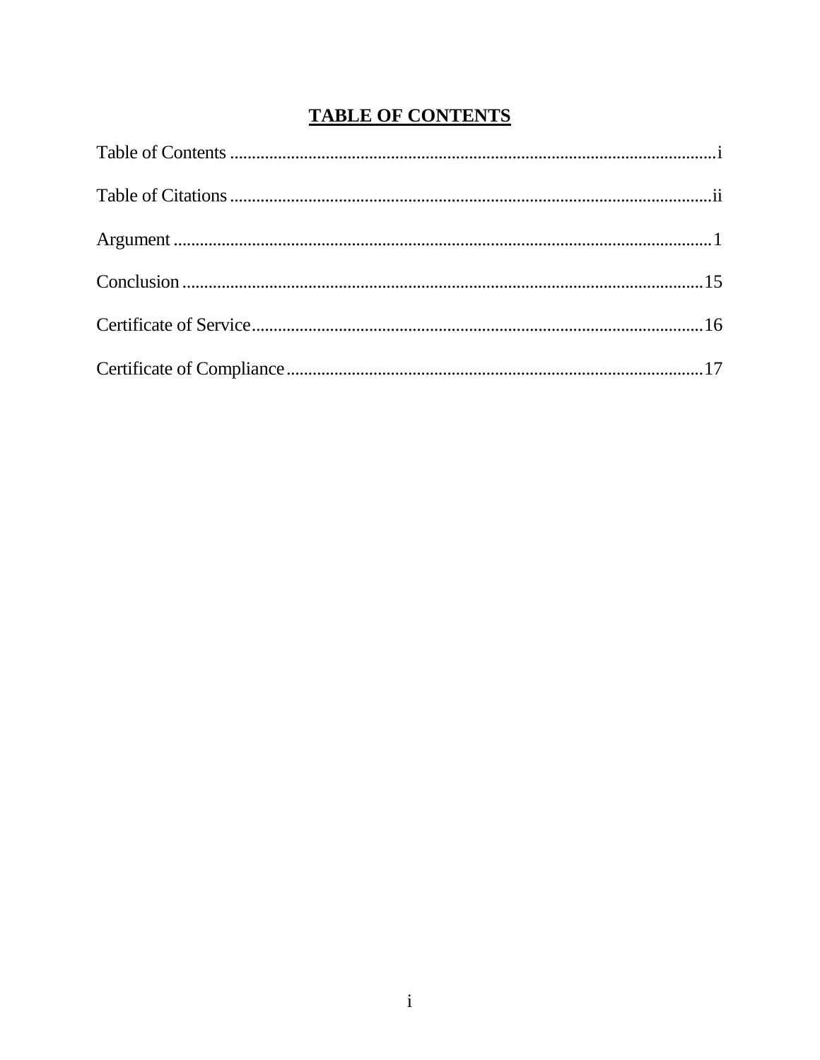# TABLE OF CONTENTS

Table of Contents ............................................................................................................i

Table of Citations ...........................................................................................................ii

Argument .......................................................................................................................1

Conclusion ....................................................................................................................15

Certificate of Service.....................................................................................................16

Certificate of Compliance..............................................................................................17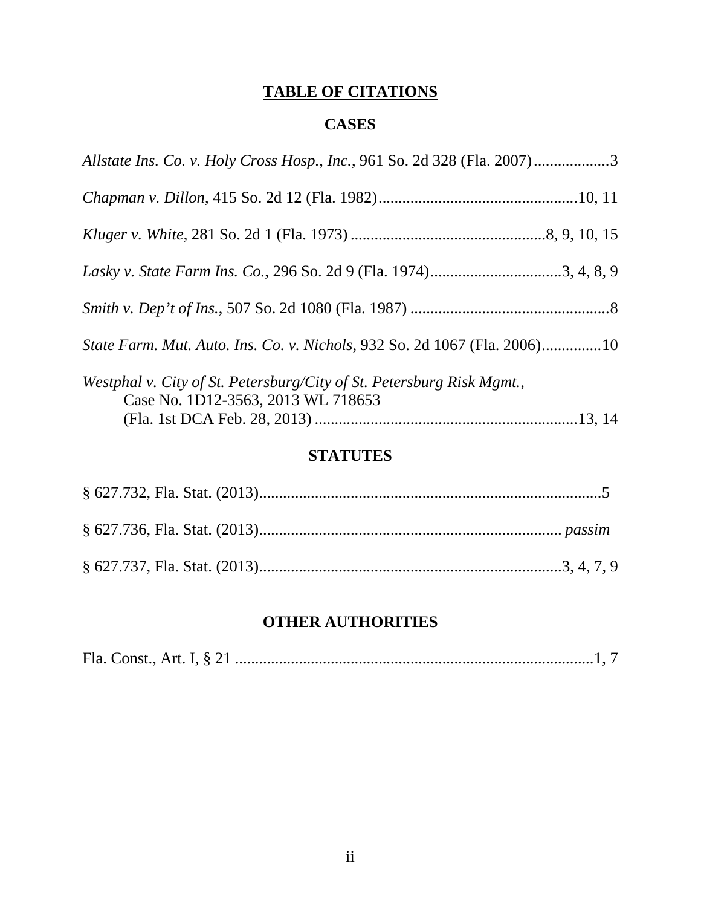# TABLE OF CITATIONS

## CASES

*Allstate Ins. Co. v. Holy Cross Hosp., Inc.*, 961 So. 2d 328 (Fla. 2007)..................3

*Chapman v. Dillon*, 415 So. 2d 12 (Fla. 1982).................................................10, 11

*Kluger v. White*, 281 So. 2d 1 (Fla. 1973) ................................................8, 9, 10, 15

*Lasky v. State Farm Ins. Co.*, 296 So. 2d 9 (Fla. 1974)................................3, 4, 8, 9

*Smith v. Dep't of Ins.*, 507 So. 2d 1080 (Fla. 1987) ..................................................8

*State Farm. Mut. Auto. Ins. Co. v. Nichols*, 932 So. 2d 1067 (Fla. 2006)..............10

*Westphal v. City of St. Petersburg/City of St. Petersburg Risk Mgmt.*, Case No. 1D12-3563, 2013 WL 718653 (Fla. 1st DCA Feb. 28, 2013) .................................................................13, 14

## STATUTES

§ 627.732, Fla. Stat. (2013).....................................................................................5

§ 627.736, Fla. Stat. (2013).......................................................................... *passim*

§ 627.737, Fla. Stat. (2013)..........................................................................3, 4, 7, 9

## OTHER AUTHORITIES

Fla. Const., Art. I, § 21 ..........................................................................................1, 7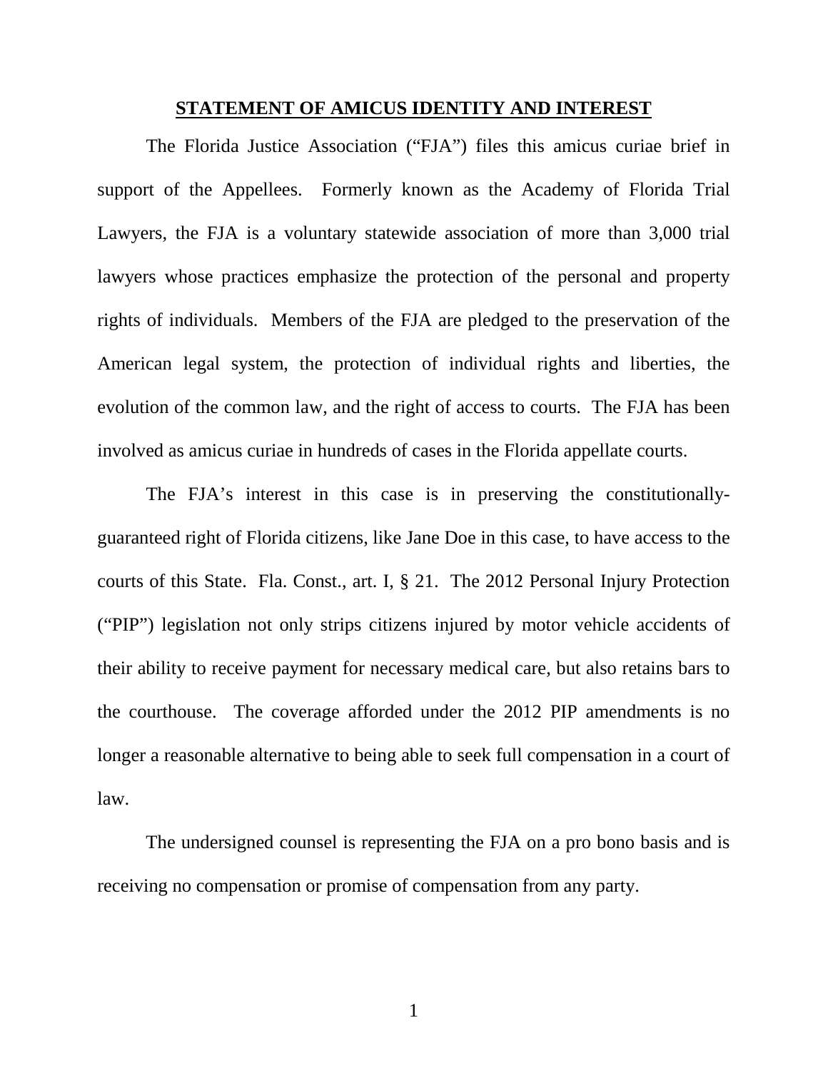## **STATEMENT OF AMICUS IDENTITY AND INTEREST**

The Florida Justice Association ("FJA") files this amicus curiae brief in support of the Appellees. Formerly known as the Academy of Florida Trial Lawyers, the FJA is a voluntary statewide association of more than 3,000 trial lawyers whose practices emphasize the protection of the personal and property rights of individuals. Members of the FJA are pledged to the preservation of the American legal system, the protection of individual rights and liberties, the evolution of the common law, and the right of access to courts. The FJA has been involved as amicus curiae in hundreds of cases in the Florida appellate courts.

The FJA's interest in this case is in preserving the constitutionally-guaranteed right of Florida citizens, like Jane Doe in this case, to have access to the courts of this State. Fla. Const., art. I, § 21. The 2012 Personal Injury Protection ("PIP") legislation not only strips citizens injured by motor vehicle accidents of their ability to receive payment for necessary medical care, but also retains bars to the courthouse. The coverage afforded under the 2012 PIP amendments is no longer a reasonable alternative to being able to seek full compensation in a court of law.

The undersigned counsel is representing the FJA on a pro bono basis and is receiving no compensation or promise of compensation from any party.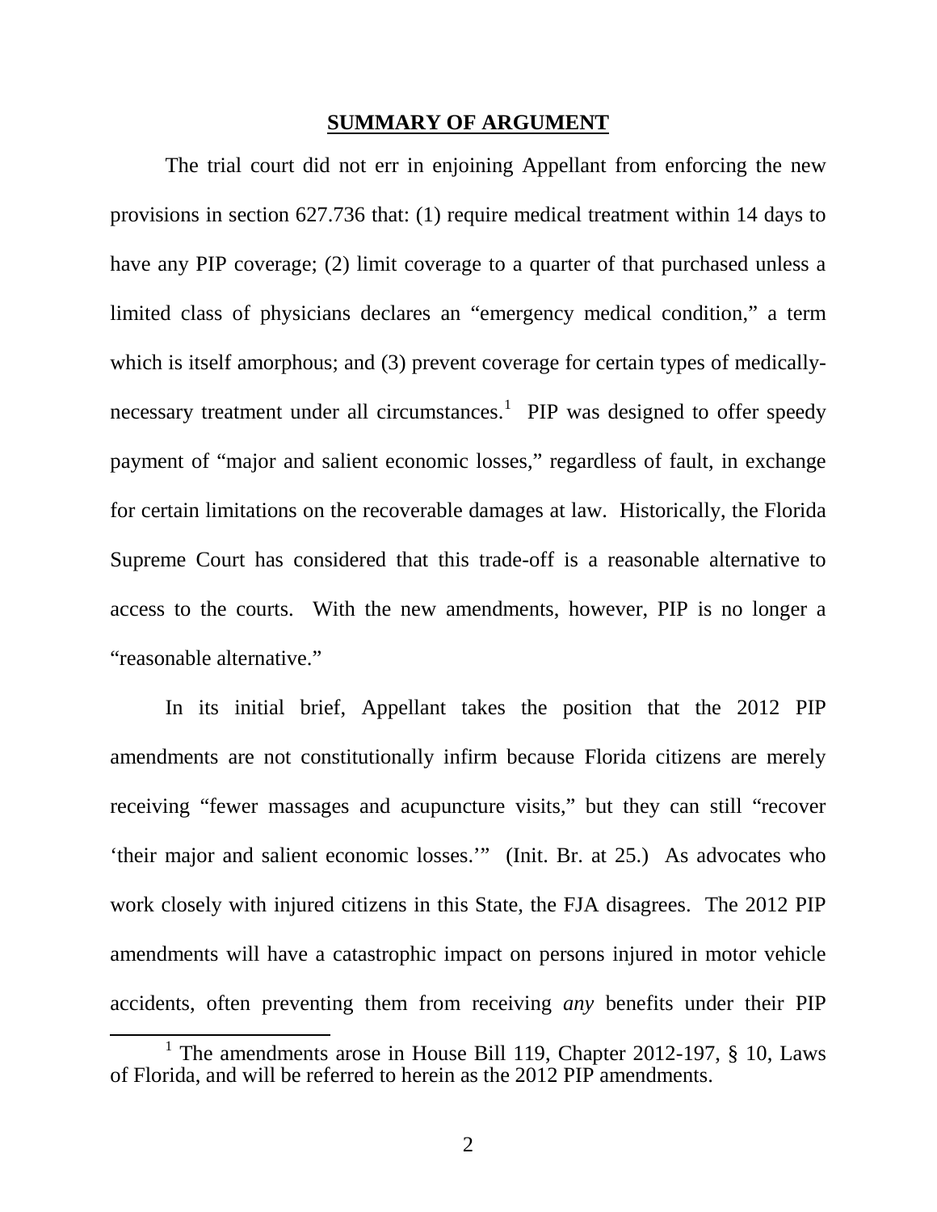## SUMMARY OF ARGUMENT

The trial court did not err in enjoining Appellant from enforcing the new provisions in section 627.736 that: (1) require medical treatment within 14 days to have any PIP coverage; (2) limit coverage to a quarter of that purchased unless a limited class of physicians declares an "emergency medical condition," a term which is itself amorphous; and (3) prevent coverage for certain types of medically-necessary treatment under all circumstances.[1] PIP was designed to offer speedy payment of "major and salient economic losses," regardless of fault, in exchange for certain limitations on the recoverable damages at law. Historically, the Florida Supreme Court has considered that this trade-off is a reasonable alternative to access to the courts. With the new amendments, however, PIP is no longer a "reasonable alternative."

In its initial brief, Appellant takes the position that the 2012 PIP amendments are not constitutionally infirm because Florida citizens are merely receiving "fewer massages and acupuncture visits," but they can still "recover 'their major and salient economic losses.'" (Init. Br. at 25.) As advocates who work closely with injured citizens in this State, the FJA disagrees. The 2012 PIP amendments will have a catastrophic impact on persons injured in motor vehicle accidents, often preventing them from receiving *any* benefits under their PIP

[1] The amendments arose in House Bill 119, Chapter 2012-197, § 10, Laws of Florida, and will be referred to herein as the 2012 PIP amendments.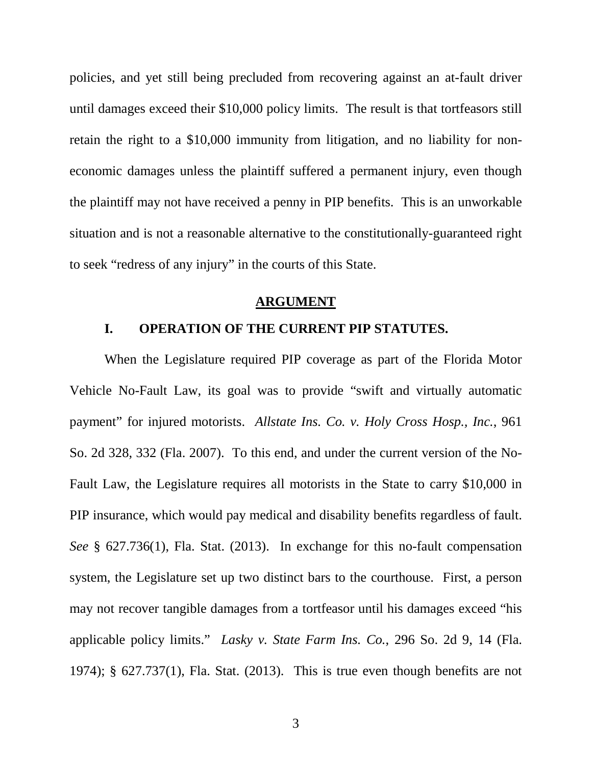policies, and yet still being precluded from recovering against an at-fault driver until damages exceed their $10,000 policy limits. The result is that tortfeasors still retain the right to a $10,000 immunity from litigation, and no liability for non-economic damages unless the plaintiff suffered a permanent injury, even though the plaintiff may not have received a penny in PIP benefits. This is an unworkable situation and is not a reasonable alternative to the constitutionally-guaranteed right to seek "redress of any injury" in the courts of this State.

## ARGUMENT

### I. OPERATION OF THE CURRENT PIP STATUTES.

When the Legislature required PIP coverage as part of the Florida Motor Vehicle No-Fault Law, its goal was to provide "swift and virtually automatic payment" for injured motorists. *Allstate Ins. Co. v. Holy Cross Hosp., Inc.*, 961 So. 2d 328, 332 (Fla. 2007). To this end, and under the current version of the No-Fault Law, the Legislature requires all motorists in the State to carry $10,000 in PIP insurance, which would pay medical and disability benefits regardless of fault. *See* § 627.736(1), Fla. Stat. (2013). In exchange for this no-fault compensation system, the Legislature set up two distinct bars to the courthouse. First, a person may not recover tangible damages from a tortfeasor until his damages exceed "his applicable policy limits." *Lasky v. State Farm Ins. Co.*, 296 So. 2d 9, 14 (Fla. 1974); § 627.737(1), Fla. Stat. (2013). This is true even though benefits are not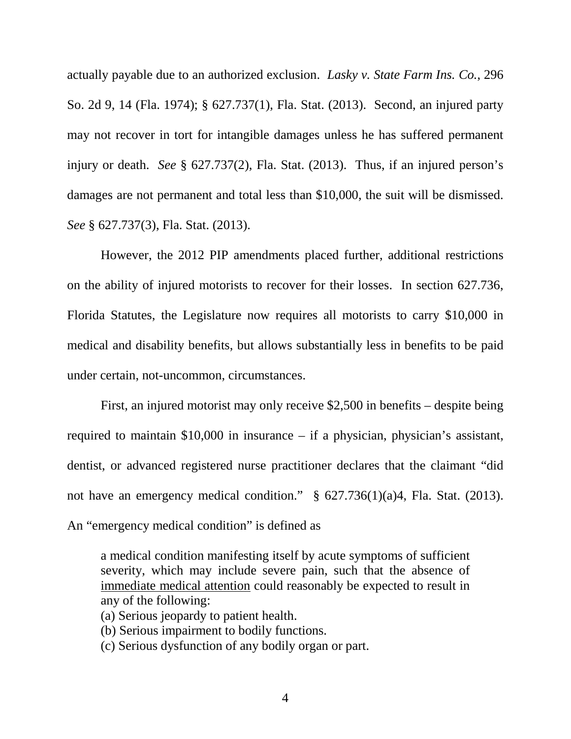actually payable due to an authorized exclusion. *Lasky v. State Farm Ins. Co.*, 296 So. 2d 9, 14 (Fla. 1974); § 627.737(1), Fla. Stat. (2013). Second, an injured party may not recover in tort for intangible damages unless he has suffered permanent injury or death. *See* § 627.737(2), Fla. Stat. (2013). Thus, if an injured person's damages are not permanent and total less than $10,000, the suit will be dismissed. *See* § 627.737(3), Fla. Stat. (2013).

However, the 2012 PIP amendments placed further, additional restrictions on the ability of injured motorists to recover for their losses. In section 627.736, Florida Statutes, the Legislature now requires all motorists to carry $10,000 in medical and disability benefits, but allows substantially less in benefits to be paid under certain, not-uncommon, circumstances.

First, an injured motorist may only receive $2,500 in benefits – despite being required to maintain $10,000 in insurance – if a physician, physician's assistant, dentist, or advanced registered nurse practitioner declares that the claimant "did not have an emergency medical condition." § 627.736(1)(a)4, Fla. Stat. (2013). An "emergency medical condition" is defined as

> a medical condition manifesting itself by acute symptoms of sufficient severity, which may include severe pain, such that the absence of <u>immediate medical attention</u> could reasonably be expected to result in any of the following:
> (a) Serious jeopardy to patient health.
> (b) Serious impairment to bodily functions.
> (c) Serious dysfunction of any bodily organ or part.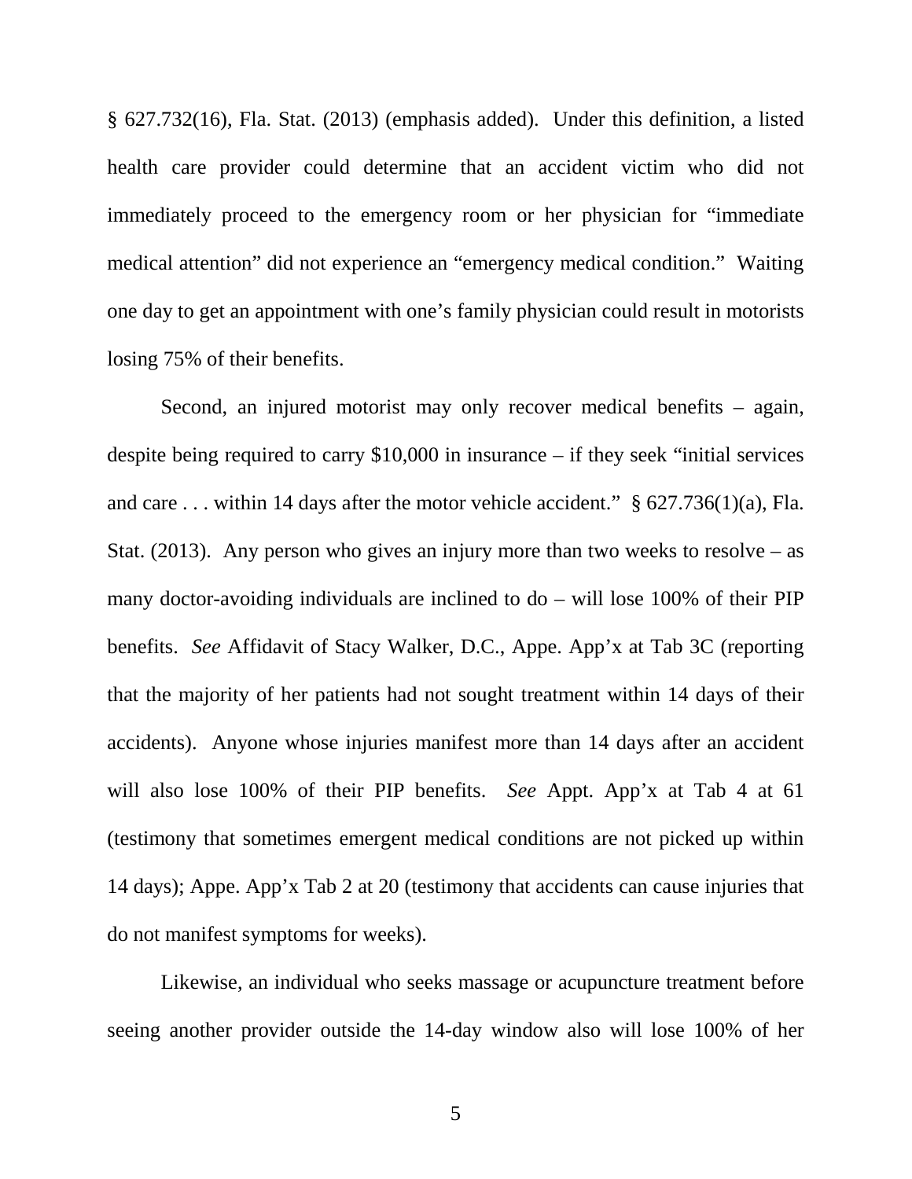§ 627.732(16), Fla. Stat. (2013) (emphasis added). Under this definition, a listed health care provider could determine that an accident victim who did not immediately proceed to the emergency room or her physician for "immediate medical attention" did not experience an "emergency medical condition." Waiting one day to get an appointment with one's family physician could result in motorists losing 75% of their benefits.

Second, an injured motorist may only recover medical benefits – again, despite being required to carry $10,000 in insurance – if they seek "initial services and care . . . within 14 days after the motor vehicle accident." § 627.736(1)(a), Fla. Stat. (2013). Any person who gives an injury more than two weeks to resolve – as many doctor-avoiding individuals are inclined to do – will lose 100% of their PIP benefits. *See* Affidavit of Stacy Walker, D.C., Appe. App'x at Tab 3C (reporting that the majority of her patients had not sought treatment within 14 days of their accidents). Anyone whose injuries manifest more than 14 days after an accident will also lose 100% of their PIP benefits. *See* Appt. App'x at Tab 4 at 61 (testimony that sometimes emergent medical conditions are not picked up within 14 days); Appe. App'x Tab 2 at 20 (testimony that accidents can cause injuries that do not manifest symptoms for weeks).

Likewise, an individual who seeks massage or acupuncture treatment before seeing another provider outside the 14-day window also will lose 100% of her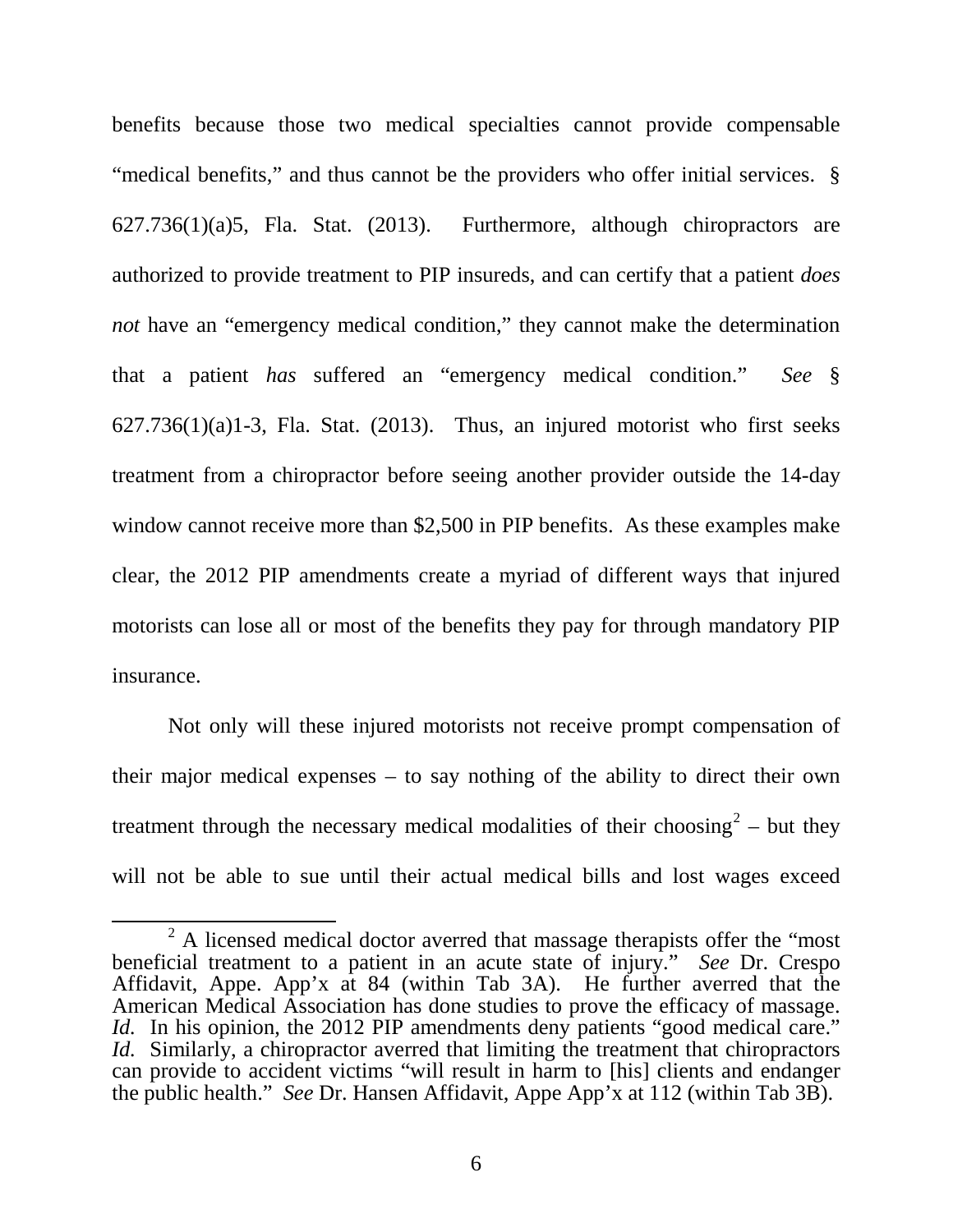benefits because those two medical specialties cannot provide compensable "medical benefits," and thus cannot be the providers who offer initial services. § 627.736(1)(a)5, Fla. Stat. (2013). Furthermore, although chiropractors are authorized to provide treatment to PIP insureds, and can certify that a patient *does not* have an "emergency medical condition," they cannot make the determination that a patient *has* suffered an "emergency medical condition." *See* § 627.736(1)(a)1-3, Fla. Stat. (2013). Thus, an injured motorist who first seeks treatment from a chiropractor before seeing another provider outside the 14-day window cannot receive more than $2,500 in PIP benefits. As these examples make clear, the 2012 PIP amendments create a myriad of different ways that injured motorists can lose all or most of the benefits they pay for through mandatory PIP insurance.

Not only will these injured motorists not receive prompt compensation of their major medical expenses – to say nothing of the ability to direct their own treatment through the necessary medical modalities of their choosing[2] – but they will not be able to sue until their actual medical bills and lost wages exceed

---

[2] A licensed medical doctor averred that massage therapists offer the "most beneficial treatment to a patient in an acute state of injury." *See* Dr. Crespo Affidavit, Appe. App'x at 84 (within Tab 3A). He further averred that the American Medical Association has done studies to prove the efficacy of massage. *Id.* In his opinion, the 2012 PIP amendments deny patients "good medical care." *Id.* Similarly, a chiropractor averred that limiting the treatment that chiropractors can provide to accident victims "will result in harm to [his] clients and endanger the public health." *See* Dr. Hansen Affidavit, Appe App'x at 112 (within Tab 3B).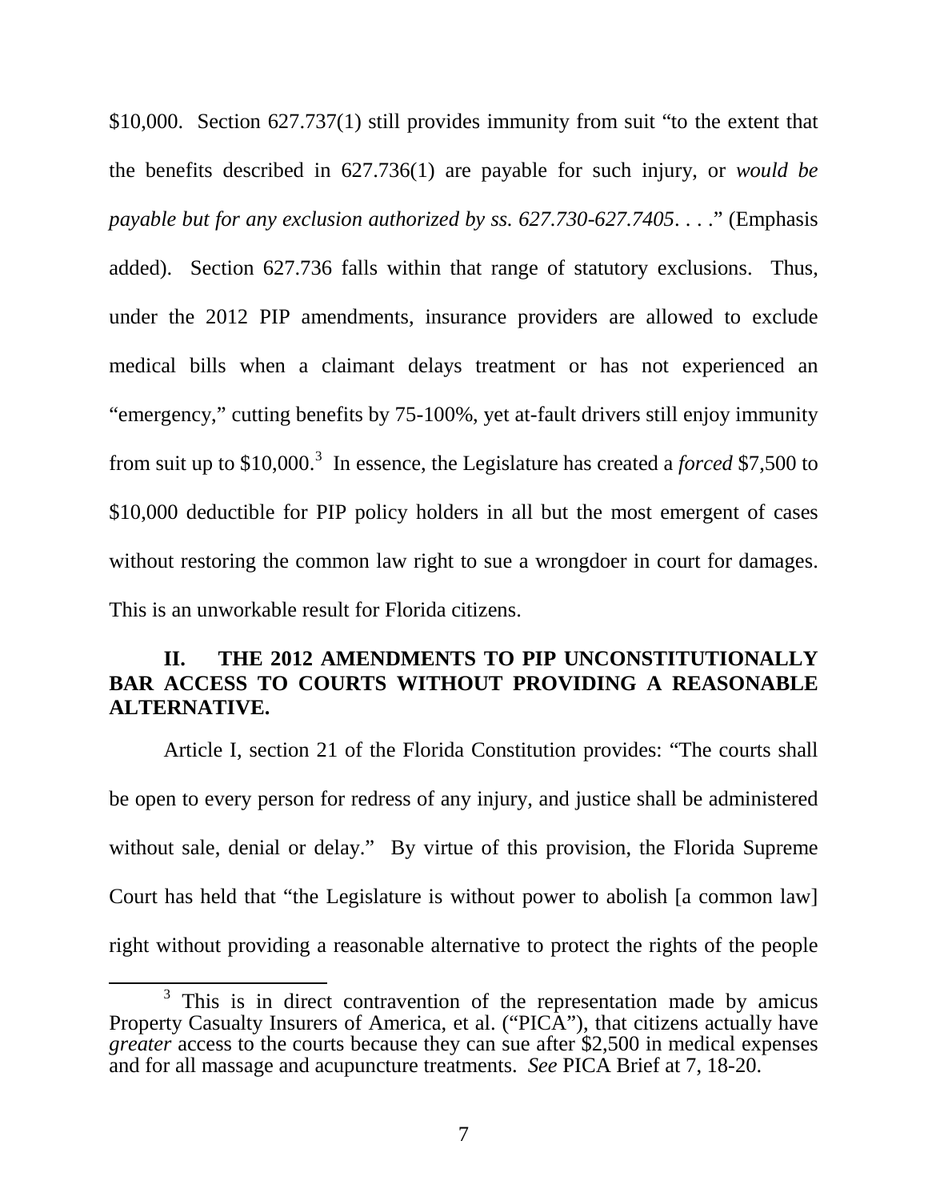\$10,000. Section 627.737(1) still provides immunity from suit "to the extent that the benefits described in 627.736(1) are payable for such injury, or *would be payable but for any exclusion authorized by ss. 627.730-627.7405*. . . ." (Emphasis added). Section 627.736 falls within that range of statutory exclusions. Thus, under the 2012 PIP amendments, insurance providers are allowed to exclude medical bills when a claimant delays treatment or has not experienced an "emergency," cutting benefits by 75-100%, yet at-fault drivers still enjoy immunity from suit up to \$10,000.[3] In essence, the Legislature has created a *forced* \$7,500 to \$10,000 deductible for PIP policy holders in all but the most emergent of cases without restoring the common law right to sue a wrongdoer in court for damages. This is an unworkable result for Florida citizens.

## II. THE 2012 AMENDMENTS TO PIP UNCONSTITUTIONALLY BAR ACCESS TO COURTS WITHOUT PROVIDING A REASONABLE ALTERNATIVE.

Article I, section 21 of the Florida Constitution provides: "The courts shall be open to every person for redress of any injury, and justice shall be administered without sale, denial or delay." By virtue of this provision, the Florida Supreme Court has held that "the Legislature is without power to abolish [a common law] right without providing a reasonable alternative to protect the rights of the people

---

[3] This is in direct contravention of the representation made by amicus Property Casualty Insurers of America, et al. ("PICA"), that citizens actually have *greater* access to the courts because they can sue after \$2,500 in medical expenses and for all massage and acupuncture treatments. *See* PICA Brief at 7, 18-20.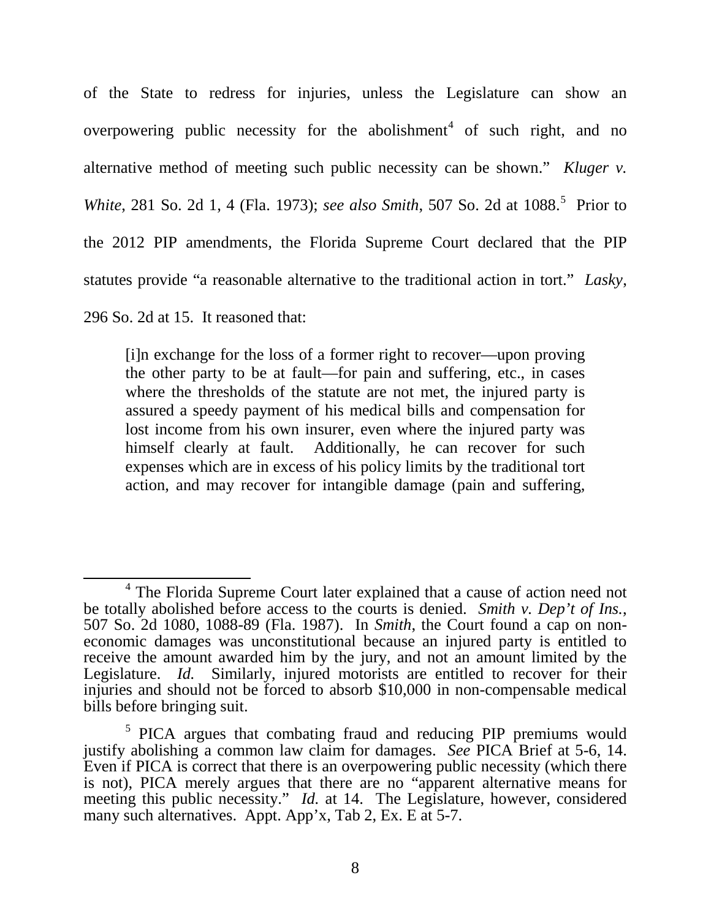of the State to redress for injuries, unless the Legislature can show an overpowering public necessity for the abolishment[4] of such right, and no alternative method of meeting such public necessity can be shown." *Kluger v. White*, 281 So. 2d 1, 4 (Fla. 1973); *see also Smith*, 507 So. 2d at 1088.[5] Prior to the 2012 PIP amendments, the Florida Supreme Court declared that the PIP statutes provide "a reasonable alternative to the traditional action in tort." *Lasky*, 296 So. 2d at 15. It reasoned that:

> [i]n exchange for the loss of a former right to recover—upon proving the other party to be at fault—for pain and suffering, etc., in cases where the thresholds of the statute are not met, the injured party is assured a speedy payment of his medical bills and compensation for lost income from his own insurer, even where the injured party was himself clearly at fault. Additionally, he can recover for such expenses which are in excess of his policy limits by the traditional tort action, and may recover for intangible damage (pain and suffering,

---

[4] The Florida Supreme Court later explained that a cause of action need not be totally abolished before access to the courts is denied. *Smith v. Dep't of Ins.*, 507 So. 2d 1080, 1088-89 (Fla. 1987). In *Smith*, the Court found a cap on non-economic damages was unconstitutional because an injured party is entitled to receive the amount awarded him by the jury, and not an amount limited by the Legislature. *Id.* Similarly, injured motorists are entitled to recover for their injuries and should not be forced to absorb $10,000 in non-compensable medical bills before bringing suit.

[5] PICA argues that combating fraud and reducing PIP premiums would justify abolishing a common law claim for damages. *See* PICA Brief at 5-6, 14. Even if PICA is correct that there is an overpowering public necessity (which there is not), PICA merely argues that there are no "apparent alternative means for meeting this public necessity." *Id.* at 14. The Legislature, however, considered many such alternatives. Appt. App'x, Tab 2, Ex. E at 5-7.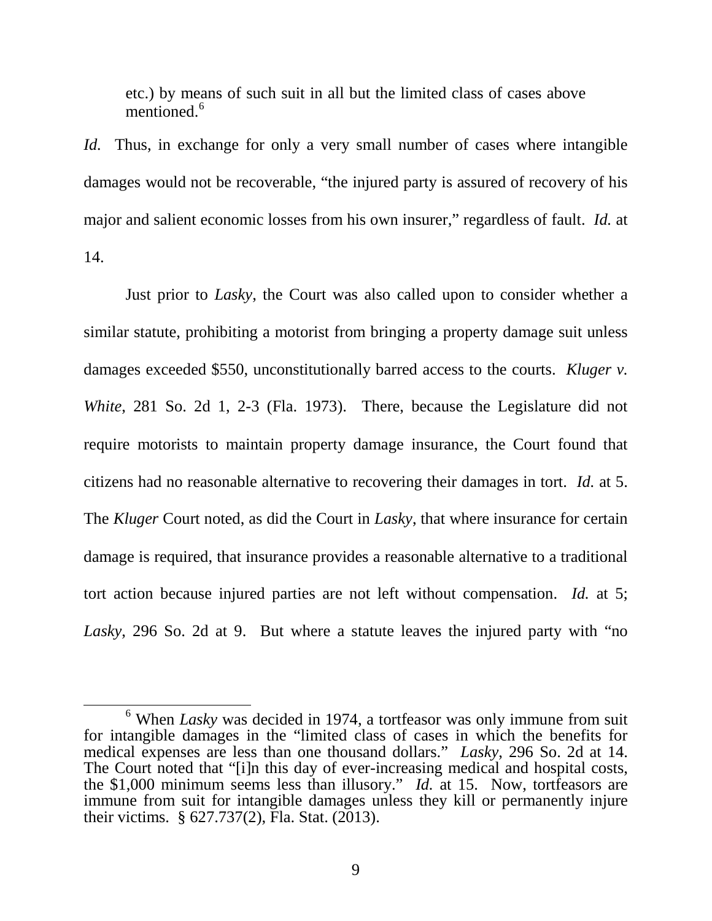etc.) by means of such suit in all but the limited class of cases above mentioned.[6]

*Id.* Thus, in exchange for only a very small number of cases where intangible damages would not be recoverable, "the injured party is assured of recovery of his major and salient economic losses from his own insurer," regardless of fault. *Id.* at 14.

Just prior to *Lasky*, the Court was also called upon to consider whether a similar statute, prohibiting a motorist from bringing a property damage suit unless damages exceeded $550, unconstitutionally barred access to the courts. *Kluger v. White*, 281 So. 2d 1, 2-3 (Fla. 1973). There, because the Legislature did not require motorists to maintain property damage insurance, the Court found that citizens had no reasonable alternative to recovering their damages in tort. *Id.* at 5. The *Kluger* Court noted, as did the Court in *Lasky*, that where insurance for certain damage is required, that insurance provides a reasonable alternative to a traditional tort action because injured parties are not left without compensation. *Id.* at 5; *Lasky*, 296 So. 2d at 9. But where a statute leaves the injured party with "no

---

[6] When *Lasky* was decided in 1974, a tortfeasor was only immune from suit for intangible damages in the "limited class of cases in which the benefits for medical expenses are less than one thousand dollars." *Lasky*, 296 So. 2d at 14. The Court noted that "[i]n this day of ever-increasing medical and hospital costs, the $1,000 minimum seems less than illusory." *Id.* at 15. Now, tortfeasors are immune from suit for intangible damages unless they kill or permanently injure their victims. § 627.737(2), Fla. Stat. (2013).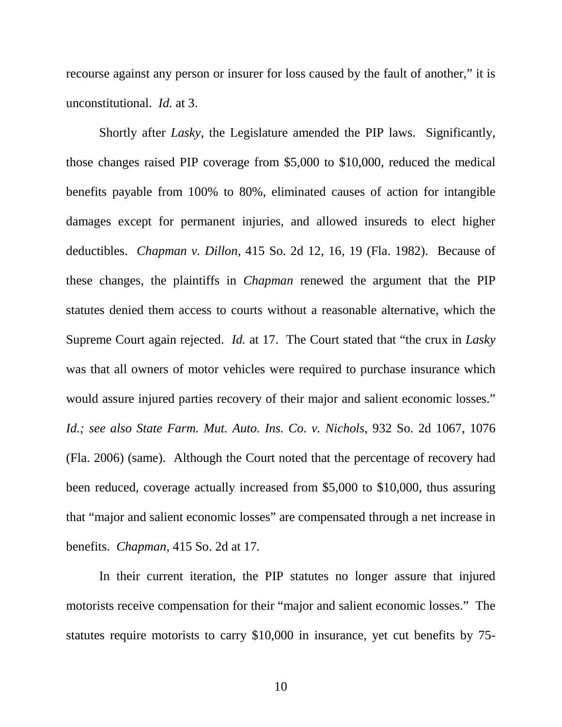recourse against any person or insurer for loss caused by the fault of another," it is unconstitutional. *Id.* at 3.

Shortly after *Lasky*, the Legislature amended the PIP laws. Significantly, those changes raised PIP coverage from $5,000 to $10,000, reduced the medical benefits payable from 100% to 80%, eliminated causes of action for intangible damages except for permanent injuries, and allowed insureds to elect higher deductibles. *Chapman v. Dillon*, 415 So. 2d 12, 16, 19 (Fla. 1982). Because of these changes, the plaintiffs in *Chapman* renewed the argument that the PIP statutes denied them access to courts without a reasonable alternative, which the Supreme Court again rejected. *Id.* at 17. The Court stated that "the crux in *Lasky* was that all owners of motor vehicles were required to purchase insurance which would assure injured parties recovery of their major and salient economic losses." *Id.; see also State Farm. Mut. Auto. Ins. Co. v. Nichols*, 932 So. 2d 1067, 1076 (Fla. 2006) (same). Although the Court noted that the percentage of recovery had been reduced, coverage actually increased from $5,000 to $10,000, thus assuring that "major and salient economic losses" are compensated through a net increase in benefits. *Chapman*, 415 So. 2d at 17.

In their current iteration, the PIP statutes no longer assure that injured motorists receive compensation for their "major and salient economic losses." The statutes require motorists to carry $10,000 in insurance, yet cut benefits by 75-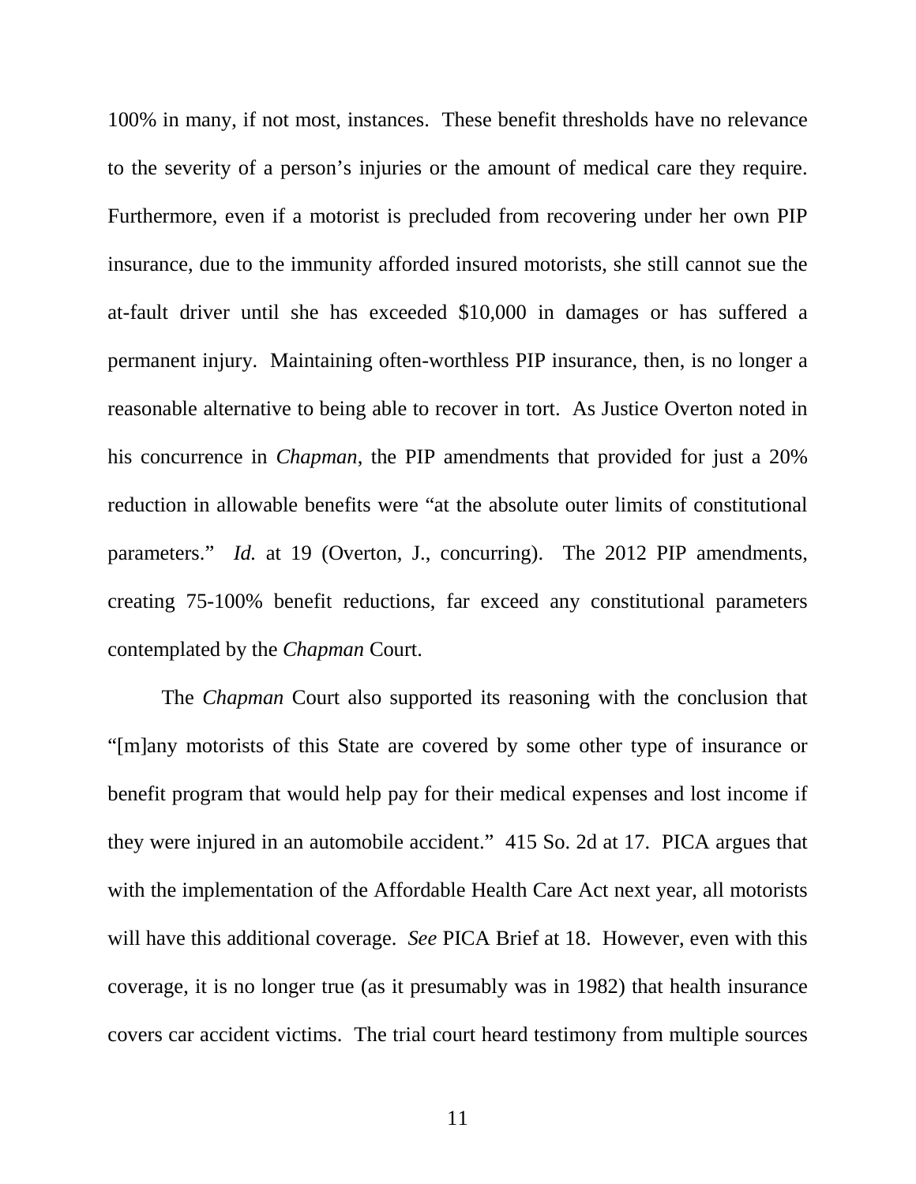100% in many, if not most, instances. These benefit thresholds have no relevance to the severity of a person's injuries or the amount of medical care they require. Furthermore, even if a motorist is precluded from recovering under her own PIP insurance, due to the immunity afforded insured motorists, she still cannot sue the at-fault driver until she has exceeded $10,000 in damages or has suffered a permanent injury. Maintaining often-worthless PIP insurance, then, is no longer a reasonable alternative to being able to recover in tort. As Justice Overton noted in his concurrence in *Chapman*, the PIP amendments that provided for just a 20% reduction in allowable benefits were "at the absolute outer limits of constitutional parameters." *Id.* at 19 (Overton, J., concurring). The 2012 PIP amendments, creating 75-100% benefit reductions, far exceed any constitutional parameters contemplated by the *Chapman* Court.

The *Chapman* Court also supported its reasoning with the conclusion that "[m]any motorists of this State are covered by some other type of insurance or benefit program that would help pay for their medical expenses and lost income if they were injured in an automobile accident." 415 So. 2d at 17. PICA argues that with the implementation of the Affordable Health Care Act next year, all motorists will have this additional coverage. *See* PICA Brief at 18. However, even with this coverage, it is no longer true (as it presumably was in 1982) that health insurance covers car accident victims. The trial court heard testimony from multiple sources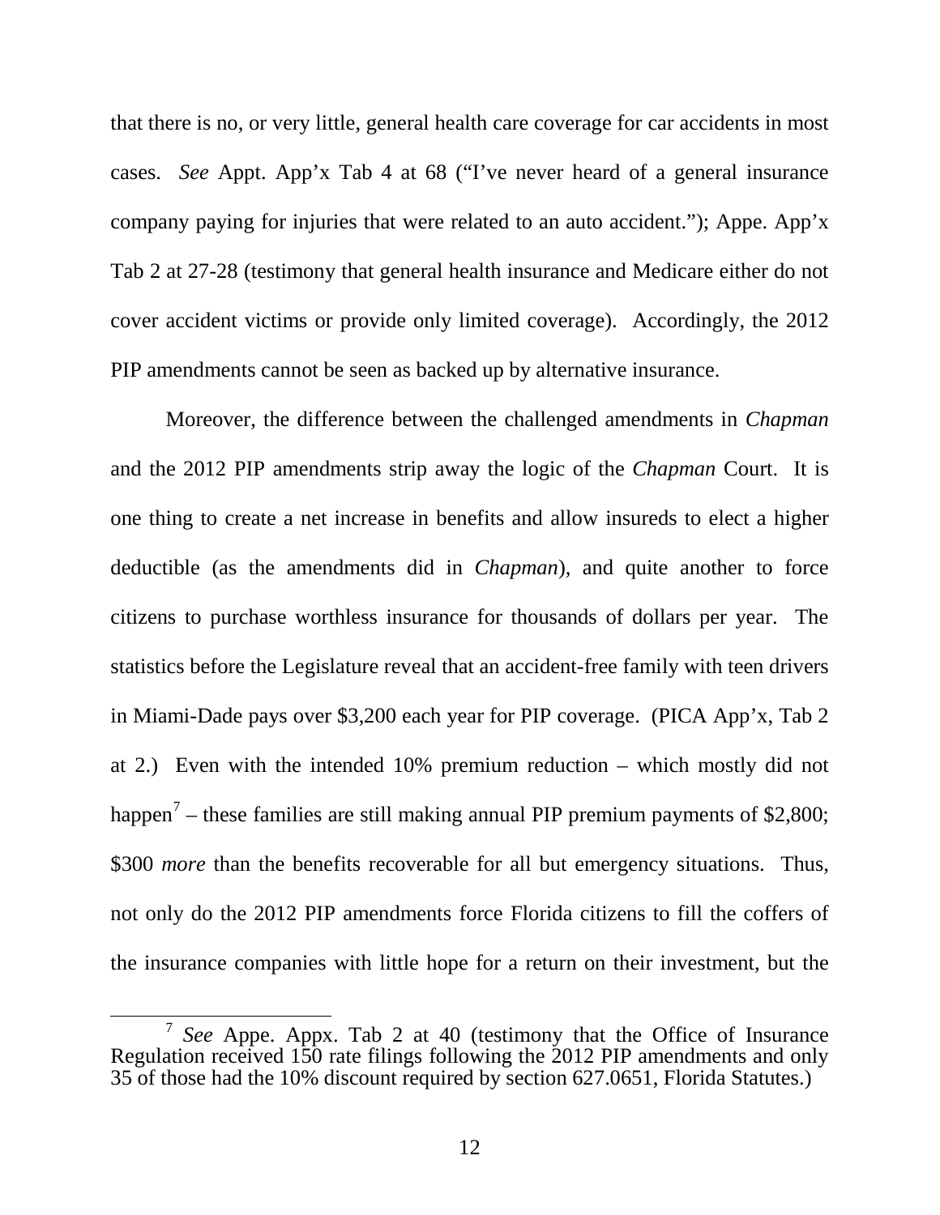that there is no, or very little, general health care coverage for car accidents in most cases. *See* Appt. App'x Tab 4 at 68 ("I've never heard of a general insurance company paying for injuries that were related to an auto accident."); Appe. App'x Tab 2 at 27-28 (testimony that general health insurance and Medicare either do not cover accident victims or provide only limited coverage). Accordingly, the 2012 PIP amendments cannot be seen as backed up by alternative insurance.

Moreover, the difference between the challenged amendments in *Chapman* and the 2012 PIP amendments strip away the logic of the *Chapman* Court. It is one thing to create a net increase in benefits and allow insureds to elect a higher deductible (as the amendments did in *Chapman*), and quite another to force citizens to purchase worthless insurance for thousands of dollars per year. The statistics before the Legislature reveal that an accident-free family with teen drivers in Miami-Dade pays over $3,200 each year for PIP coverage. (PICA App'x, Tab 2 at 2.) Even with the intended 10% premium reduction – which mostly did not happen[7] – these families are still making annual PIP premium payments of $2,800; $300 *more* than the benefits recoverable for all but emergency situations. Thus, not only do the 2012 PIP amendments force Florida citizens to fill the coffers of the insurance companies with little hope for a return on their investment, but the

[7] *See* Appe. Appx. Tab 2 at 40 (testimony that the Office of Insurance Regulation received 150 rate filings following the 2012 PIP amendments and only 35 of those had the 10% discount required by section 627.0651, Florida Statutes.)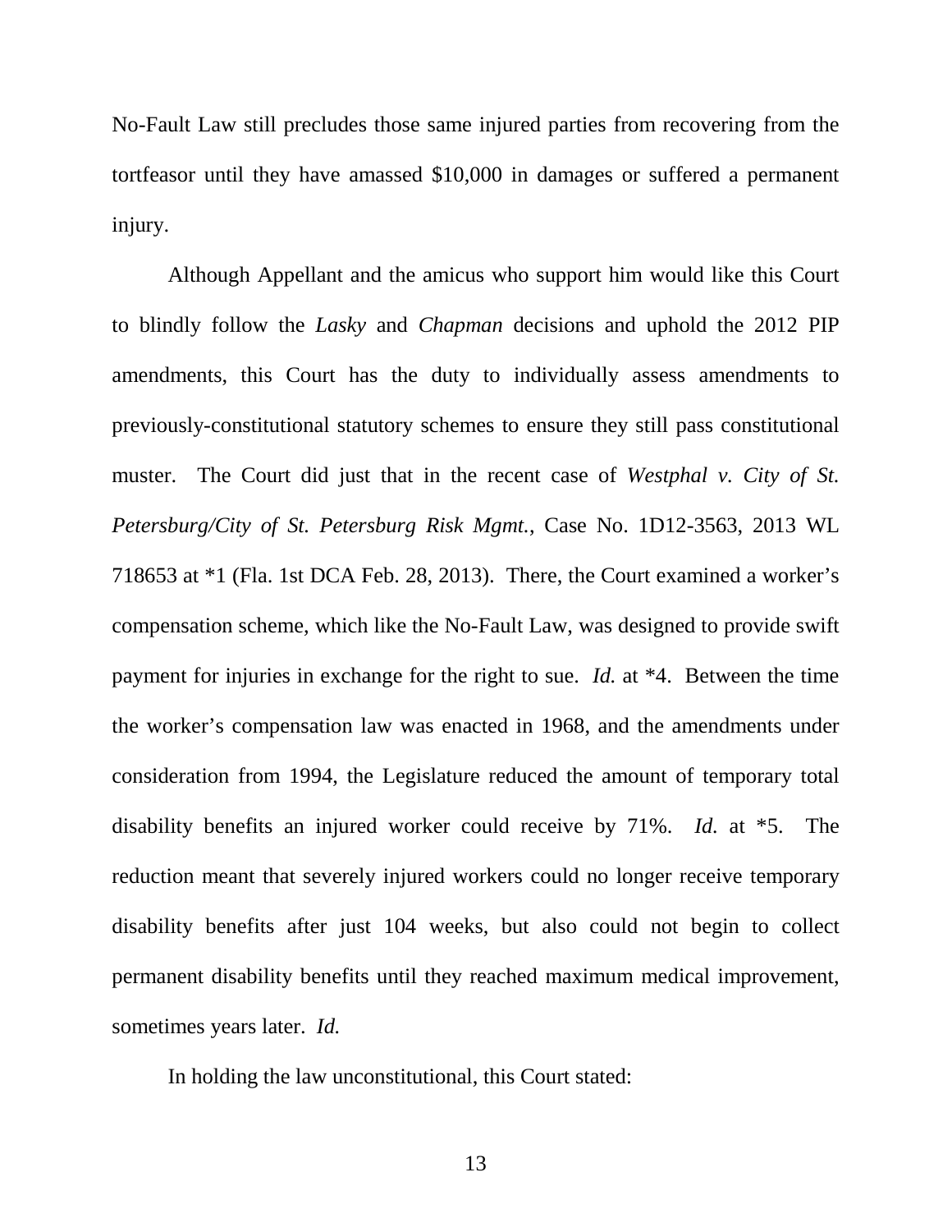No-Fault Law still precludes those same injured parties from recovering from the tortfeasor until they have amassed $10,000 in damages or suffered a permanent injury.

Although Appellant and the amicus who support him would like this Court to blindly follow the *Lasky* and *Chapman* decisions and uphold the 2012 PIP amendments, this Court has the duty to individually assess amendments to previously-constitutional statutory schemes to ensure they still pass constitutional muster. The Court did just that in the recent case of *Westphal v. City of St. Petersburg/City of St. Petersburg Risk Mgmt.*, Case No. 1D12-3563, 2013 WL 718653 at *1 (Fla. 1st DCA Feb. 28, 2013). There, the Court examined a worker's compensation scheme, which like the No-Fault Law, was designed to provide swift payment for injuries in exchange for the right to sue. *Id.* at *4. Between the time the worker's compensation law was enacted in 1968, and the amendments under consideration from 1994, the Legislature reduced the amount of temporary total disability benefits an injured worker could receive by 71%. *Id.* at *5. The reduction meant that severely injured workers could no longer receive temporary disability benefits after just 104 weeks, but also could not begin to collect permanent disability benefits until they reached maximum medical improvement, sometimes years later. *Id.*

In holding the law unconstitutional, this Court stated: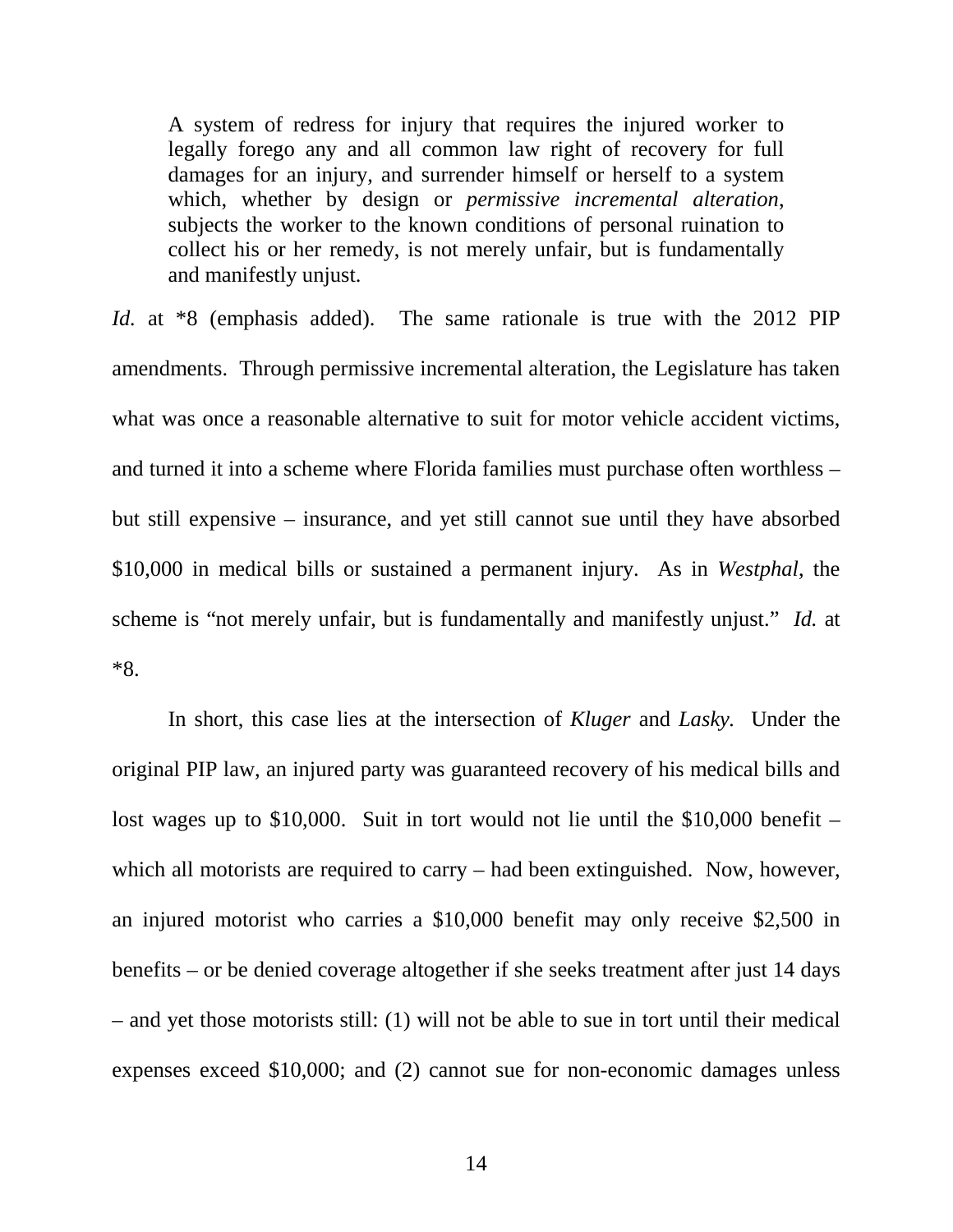> A system of redress for injury that requires the injured worker to legally forego any and all common law right of recovery for full damages for an injury, and surrender himself or herself to a system which, whether by design or *permissive incremental alteration*, subjects the worker to the known conditions of personal ruination to collect his or her remedy, is not merely unfair, but is fundamentally and manifestly unjust.

*Id.* at *8 (emphasis added). The same rationale is true with the 2012 PIP amendments. Through permissive incremental alteration, the Legislature has taken what was once a reasonable alternative to suit for motor vehicle accident victims, and turned it into a scheme where Florida families must purchase often worthless – but still expensive – insurance, and yet still cannot sue until they have absorbed $10,000 in medical bills or sustained a permanent injury. As in *Westphal*, the scheme is "not merely unfair, but is fundamentally and manifestly unjust." *Id.* at *8.

In short, this case lies at the intersection of *Kluger* and *Lasky.* Under the original PIP law, an injured party was guaranteed recovery of his medical bills and lost wages up to $10,000. Suit in tort would not lie until the $10,000 benefit – which all motorists are required to carry – had been extinguished. Now, however, an injured motorist who carries a $10,000 benefit may only receive $2,500 in benefits – or be denied coverage altogether if she seeks treatment after just 14 days – and yet those motorists still: (1) will not be able to sue in tort until their medical expenses exceed $10,000; and (2) cannot sue for non-economic damages unless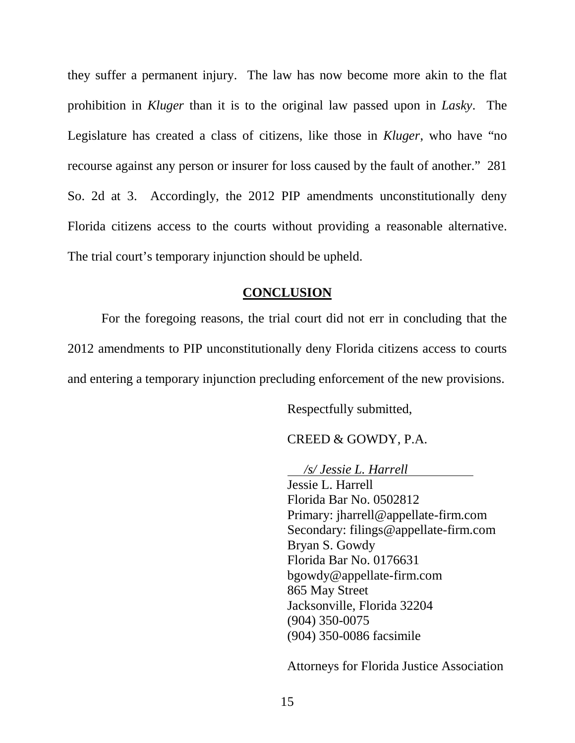they suffer a permanent injury. The law has now become more akin to the flat prohibition in *Kluger* than it is to the original law passed upon in *Lasky*. The Legislature has created a class of citizens, like those in *Kluger*, who have "no recourse against any person or insurer for loss caused by the fault of another." 281 So. 2d at 3. Accordingly, the 2012 PIP amendments unconstitutionally deny Florida citizens access to the courts without providing a reasonable alternative. The trial court's temporary injunction should be upheld.

## CONCLUSION

For the foregoing reasons, the trial court did not err in concluding that the 2012 amendments to PIP unconstitutionally deny Florida citizens access to courts and entering a temporary injunction precluding enforcement of the new provisions.

Respectfully submitted,

CREED & GOWDY, P.A.

*/s/ Jessie L. Harrell*
Jessie L. Harrell
Florida Bar No. 0502812
Primary: jharrell@appellate-firm.com
Secondary: filings@appellate-firm.com
Bryan S. Gowdy
Florida Bar No. 0176631
bgowdy@appellate-firm.com
865 May Street
Jacksonville, Florida 32204
(904) 350-0075
(904) 350-0086 facsimile

Attorneys for Florida Justice Association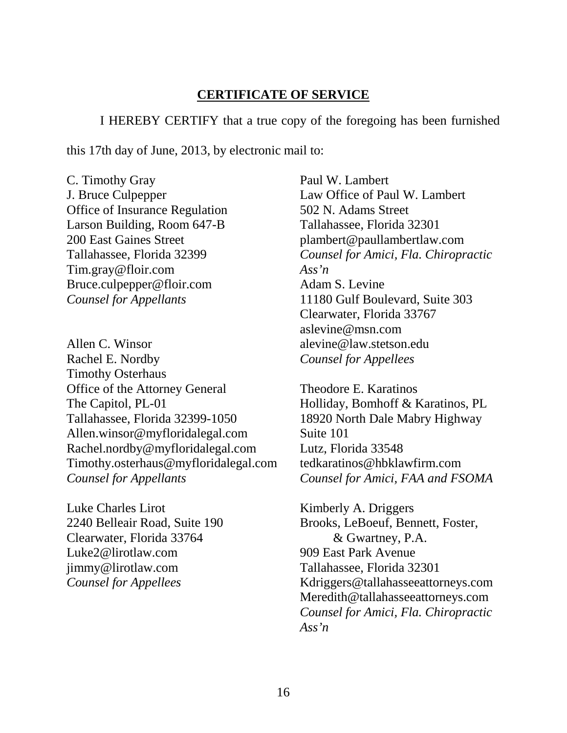## CERTIFICATE OF SERVICE

I HEREBY CERTIFY that a true copy of the foregoing has been furnished this 17th day of June, 2013, by electronic mail to:

C. Timothy Gray
J. Bruce Culpepper
Office of Insurance Regulation
Larson Building, Room 647-B
200 East Gaines Street
Tallahassee, Florida 32399
Tim.gray@floir.com
Bruce.culpepper@floir.com
*Counsel for Appellants*

Allen C. Winsor
Rachel E. Nordby
Timothy Osterhaus
Office of the Attorney General
The Capitol, PL-01
Tallahassee, Florida 32399-1050
Allen.winsor@myfloridalegal.com
Rachel.nordby@myfloridalegal.com
Timothy.osterhaus@myfloridalegal.com
*Counsel for Appellants*

Luke Charles Lirot
2240 Belleair Road, Suite 190
Clearwater, Florida 33764
Luke2@lirotlaw.com
jimmy@lirotlaw.com
*Counsel for Appellees*

Paul W. Lambert
Law Office of Paul W. Lambert
502 N. Adams Street
Tallahassee, Florida 32301
plambert@paullambertlaw.com
*Counsel for Amici, Fla. Chiropractic Ass'n*

Adam S. Levine
11180 Gulf Boulevard, Suite 303
Clearwater, Florida 33767
aslevine@msn.com
alevine@law.stetson.edu
*Counsel for Appellees*

Theodore E. Karatinos
Holliday, Bomhoff & Karatinos, PL
18920 North Dale Mabry Highway
Suite 101
Lutz, Florida 33548
tedkaratinos@hbklawfirm.com
*Counsel for Amici, FAA and FSOMA*

Kimberly A. Driggers
Brooks, LeBoeuf, Bennett, Foster, & Gwartney, P.A.
909 East Park Avenue
Tallahassee, Florida 32301
Kdriggers@tallahasseeattorneys.com
Meredith@tallahasseeattorneys.com
*Counsel for Amici, Fla. Chiropractic Ass'n*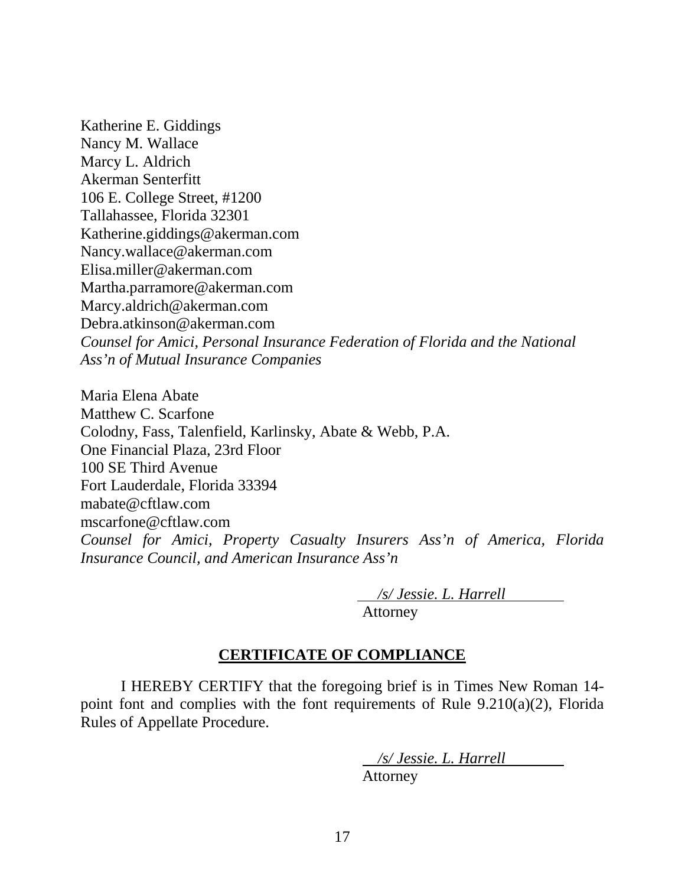Katherine E. Giddings
Nancy M. Wallace
Marcy L. Aldrich
Akerman Senterfitt
106 E. College Street, #1200
Tallahassee, Florida 32301
Katherine.giddings@akerman.com
Nancy.wallace@akerman.com
Elisa.miller@akerman.com
Martha.parramore@akerman.com
Marcy.aldrich@akerman.com
Debra.atkinson@akerman.com
*Counsel for Amici, Personal Insurance Federation of Florida and the National Ass'n of Mutual Insurance Companies*

Maria Elena Abate
Matthew C. Scarfone
Colodny, Fass, Talenfield, Karlinsky, Abate & Webb, P.A.
One Financial Plaza, 23rd Floor
100 SE Third Avenue
Fort Lauderdale, Florida 33394
mabate@cftlaw.com
mscarfone@cftlaw.com
*Counsel for Amici, Property Casualty Insurers Ass'n of America, Florida Insurance Council, and American Insurance Ass'n*

*/s/ Jessie. L. Harrell*
Attorney

## CERTIFICATE OF COMPLIANCE

I HEREBY CERTIFY that the foregoing brief is in Times New Roman 14-point font and complies with the font requirements of Rule 9.210(a)(2), Florida Rules of Appellate Procedure.

*/s/ Jessie. L. Harrell*
Attorney